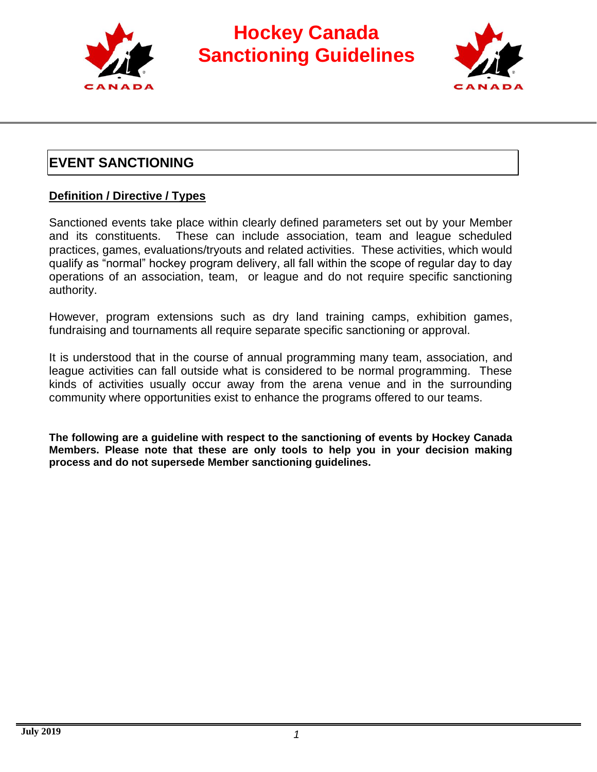# Hockey Canada Sanctioning Guidelines

## EVENT SANCTIONING

**Definition / Directive / Types**

Sanctioned events take place within clearly defined parameters set out by your Member and its constituents. These can include association, team and league scheduled practices, games, evaluations/tryouts and related activities. These activities, which would qualify as "normal" hockey program delivery, all fall within the scope of regular day to day operations of an association, team, or league and do not require specific sanctioning authority.

However, program extensions such as dry land training camps, exhibition games, fundraising and tournaments all require separate specific sanctioning or approval.

It is understood that in the course of annual programming many team, association, and league activities can fall outside what is considered to be normal programming. These kinds of activities usually occur away from the arena venue and in the surrounding community where opportunities exist to enhance the programs offered to our teams.

**The following are a guideline with respect to the sanctioning of events by Hockey Canada Members. Please note that these are only tools to help you in your decision making process and do not supersede Member sanctioning guidelines.**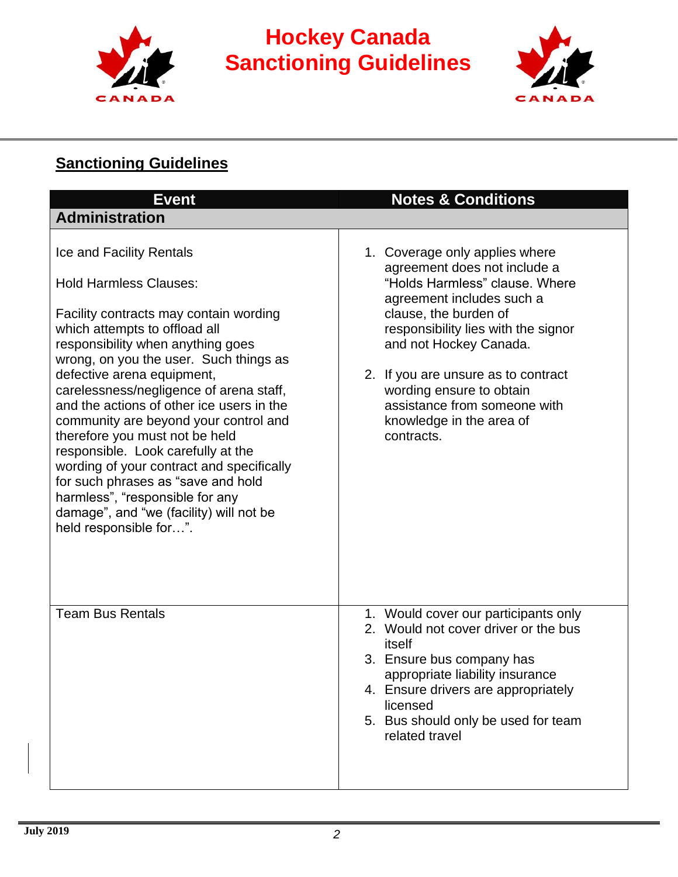# Hockey Canada Sanctioning Guidelines

## Sanctioning Guidelines

| Event | Notes & Conditions |
|---|---|
| **Administration** | |
| Ice and Facility Rentals<br><br>Hold Harmless Clauses:<br><br>Facility contracts may contain wording which attempts to offload all responsibility when anything goes wrong, on you the user. Such things as defective arena equipment, carelessness/negligence of arena staff, and the actions of other ice users in the community are beyond your control and therefore you must not be held responsible. Look carefully at the wording of your contract and specifically for such phrases as “save and hold harmless”, “responsible for any damage”, and “we (facility) will not be held responsible for…”. | 1. Coverage only applies where agreement does not include a “Holds Harmless” clause. Where agreement includes such a clause, the burden of responsibility lies with the signor and not Hockey Canada.<br><br>2. If you are unsure as to contract wording ensure to obtain assistance from someone with knowledge in the area of contracts. |
| Team Bus Rentals | 1. Would cover our participants only<br>2. Would not cover driver or the bus itself<br>3. Ensure bus company has appropriate liability insurance<br>4. Ensure drivers are appropriately licensed<br>5. Bus should only be used for team related travel |

July 2019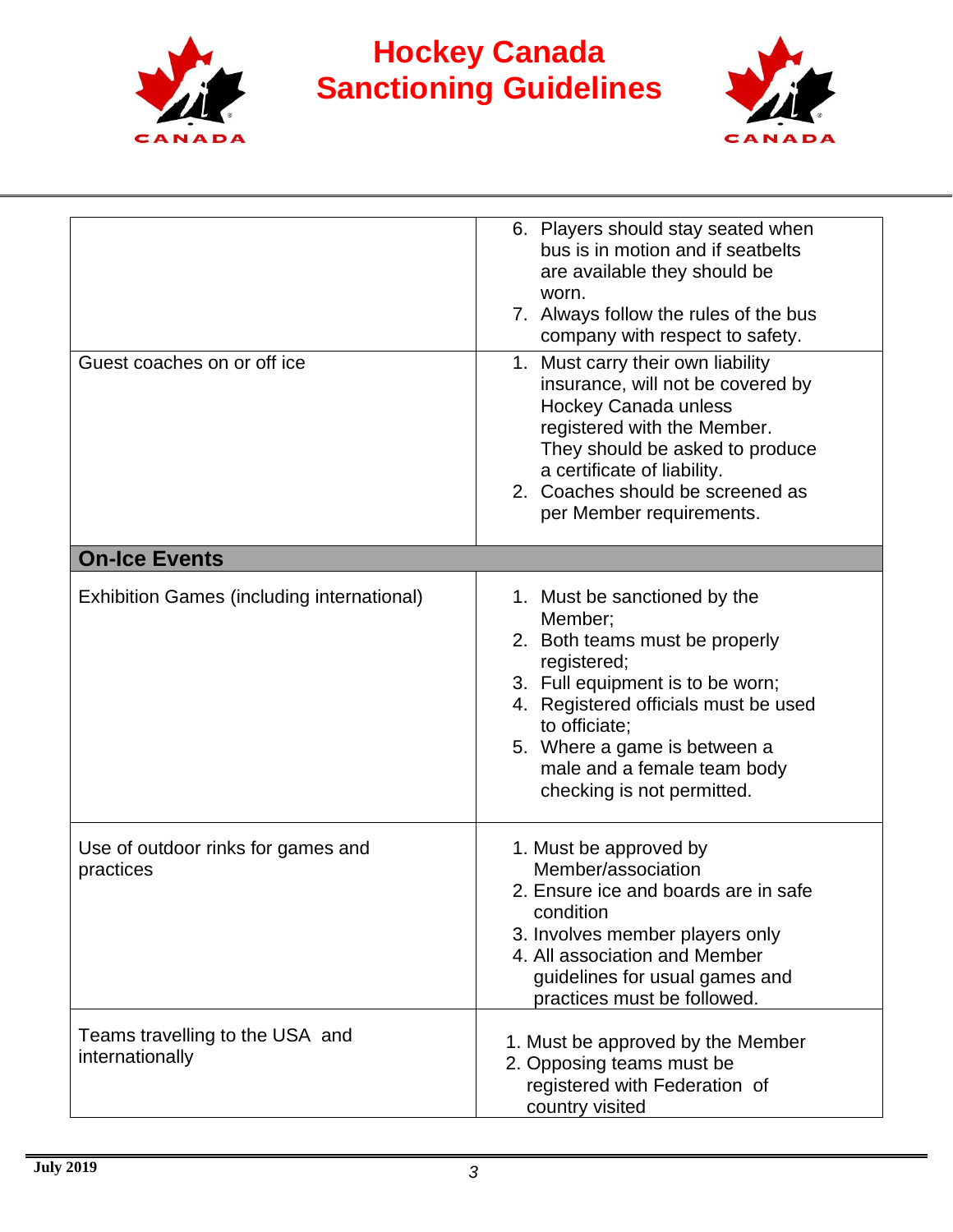| | |
|---|---|
| | 6. Players should stay seated when bus is in motion and if seatbelts are available they should be worn.<br>7. Always follow the rules of the bus company with respect to safety. |
| Guest coaches on or off ice | 1. Must carry their own liability insurance, will not be covered by Hockey Canada unless registered with the Member. They should be asked to produce a certificate of liability.<br>2. Coaches should be screened as per Member requirements. |
| **On-Ice Events** | |
| Exhibition Games (including international) | 1. Must be sanctioned by the Member;<br>2. Both teams must be properly registered;<br>3. Full equipment is to be worn;<br>4. Registered officials must be used to officiate;<br>5. Where a game is between a male and a female team body checking is not permitted. |
| Use of outdoor rinks for games and practices | 1. Must be approved by Member/association<br>2. Ensure ice and boards are in safe condition<br>3. Involves member players only<br>4. All association and Member guidelines for usual games and practices must be followed. |
| Teams travelling to the USA and internationally | 1. Must be approved by the Member<br>2. Opposing teams must be registered with Federation of country visited |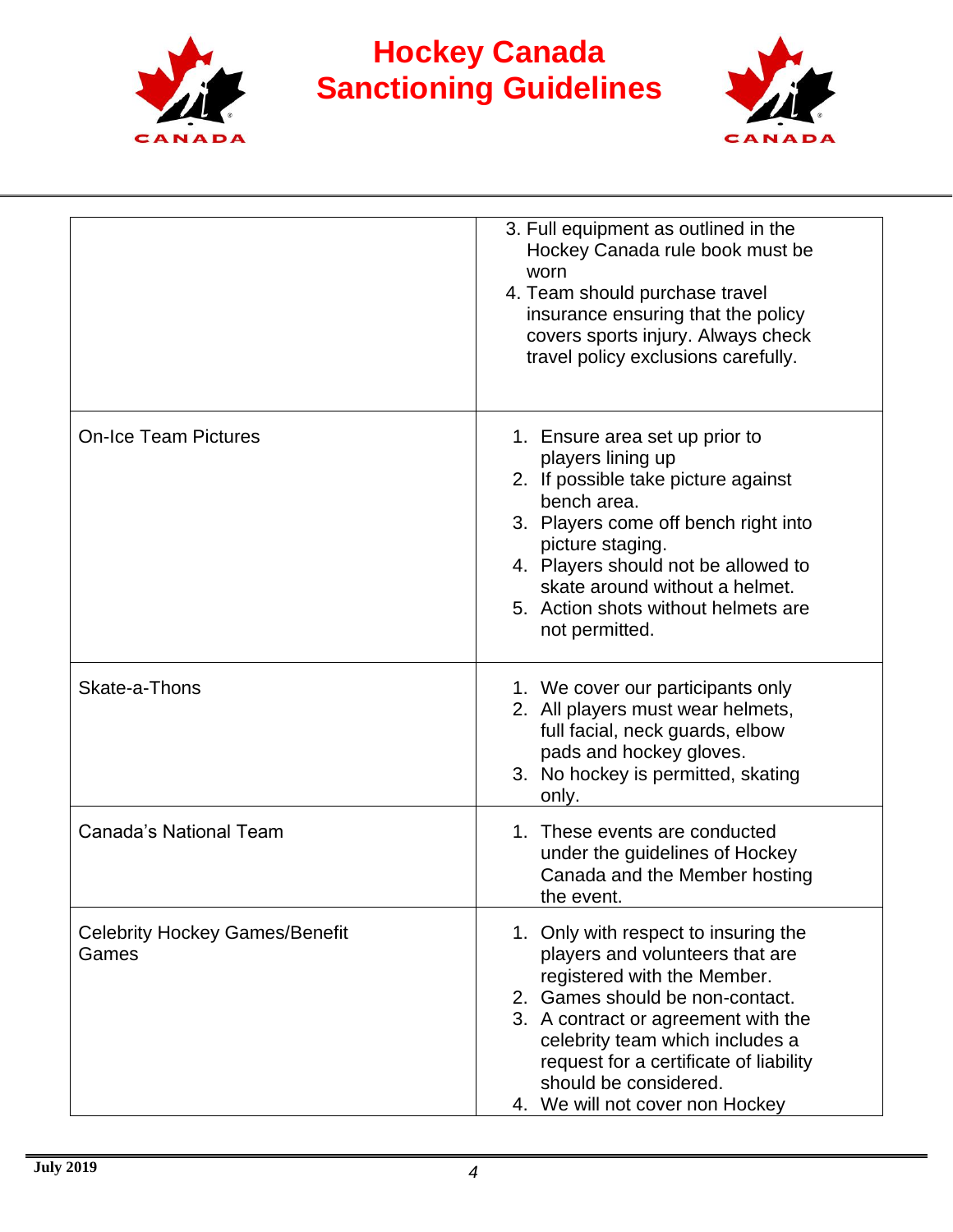| | |
|---|---|
| | 3. Full equipment as outlined in the Hockey Canada rule book must be worn<br>4. Team should purchase travel insurance ensuring that the policy covers sports injury. Always check travel policy exclusions carefully. |
| On-Ice Team Pictures | 1. Ensure area set up prior to players lining up<br>2. If possible take picture against bench area.<br>3. Players come off bench right into picture staging.<br>4. Players should not be allowed to skate around without a helmet.<br>5. Action shots without helmets are not permitted. |
| Skate-a-Thons | 1. We cover our participants only<br>2. All players must wear helmets, full facial, neck guards, elbow pads and hockey gloves.<br>3. No hockey is permitted, skating only. |
| Canada's National Team | 1. These events are conducted under the guidelines of Hockey Canada and the Member hosting the event. |
| Celebrity Hockey Games/Benefit Games | 1. Only with respect to insuring the players and volunteers that are registered with the Member.<br>2. Games should be non-contact.<br>3. A contract or agreement with the celebrity team which includes a request for a certificate of liability should be considered.<br>4. We will not cover non Hockey |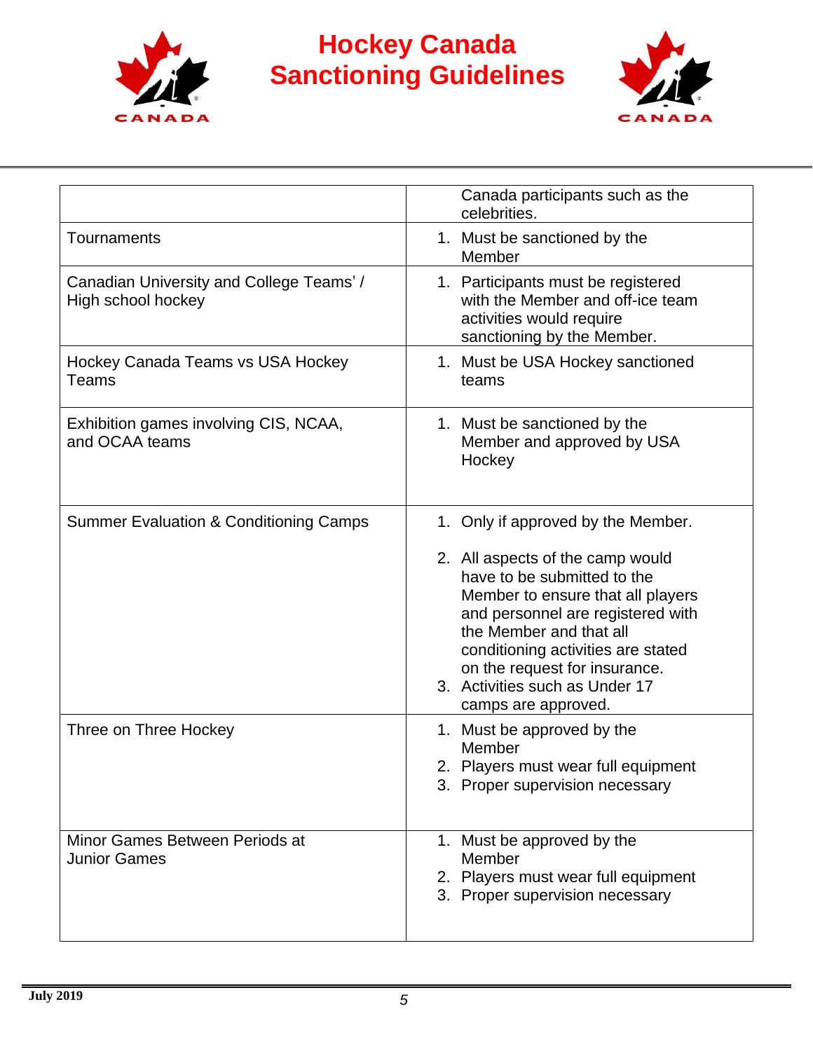| | |
|---|---|
| | Canada participants such as the celebrities. |
| Tournaments | 1. Must be sanctioned by the Member |
| Canadian University and College Teams' / High school hockey | 1. Participants must be registered with the Member and off-ice team activities would require sanctioning by the Member. |
| Hockey Canada Teams vs USA Hockey Teams | 1. Must be USA Hockey sanctioned teams |
| Exhibition games involving CIS, NCAA, and OCAA teams | 1. Must be sanctioned by the Member and approved by USA Hockey |
| Summer Evaluation & Conditioning Camps | 1. Only if approved by the Member.<br>2. All aspects of the camp would have to be submitted to the Member to ensure that all players and personnel are registered with the Member and that all conditioning activities are stated on the request for insurance.<br>3. Activities such as Under 17 camps are approved. |
| Three on Three Hockey | 1. Must be approved by the Member<br>2. Players must wear full equipment<br>3. Proper supervision necessary |
| Minor Games Between Periods at Junior Games | 1. Must be approved by the Member<br>2. Players must wear full equipment<br>3. Proper supervision necessary |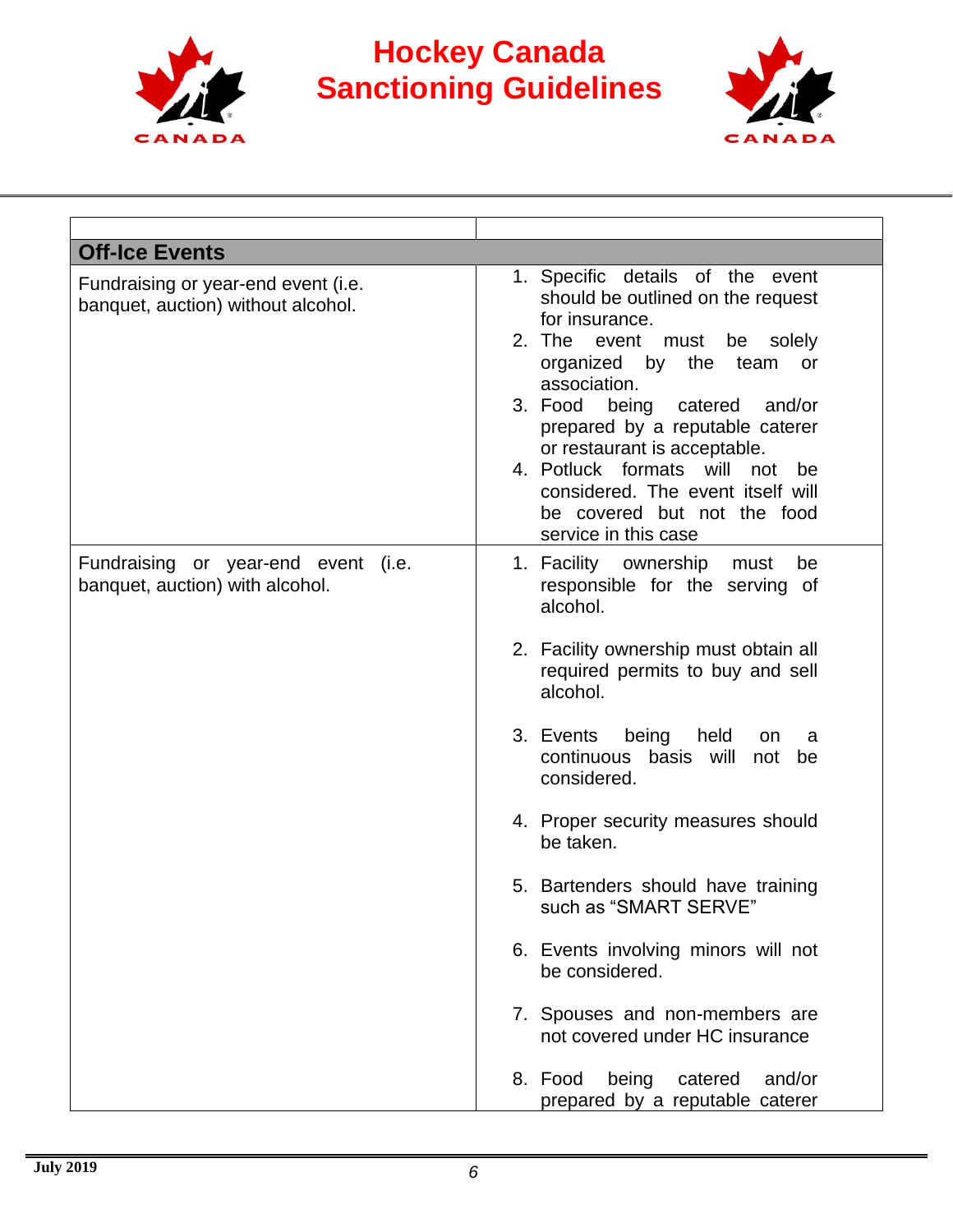| | |
|---|---|
| **Off-Ice Events** | |
| Fundraising or year-end event (i.e. banquet, auction) without alcohol. | 1. Specific details of the event should be outlined on the request for insurance.<br>2. The event must be solely organized by the team or association.<br>3. Food being catered and/or prepared by a reputable caterer or restaurant is acceptable.<br>4. Potluck formats will not be considered. The event itself will be covered but not the food service in this case |
| Fundraising or year-end event (i.e. banquet, auction) with alcohol. | 1. Facility ownership must be responsible for the serving of alcohol.<br>2. Facility ownership must obtain all required permits to buy and sell alcohol.<br>3. Events being held on a continuous basis will not be considered.<br>4. Proper security measures should be taken.<br>5. Bartenders should have training such as "SMART SERVE"<br>6. Events involving minors will not be considered.<br>7. Spouses and non-members are not covered under HC insurance<br>8. Food being catered and/or prepared by a reputable caterer |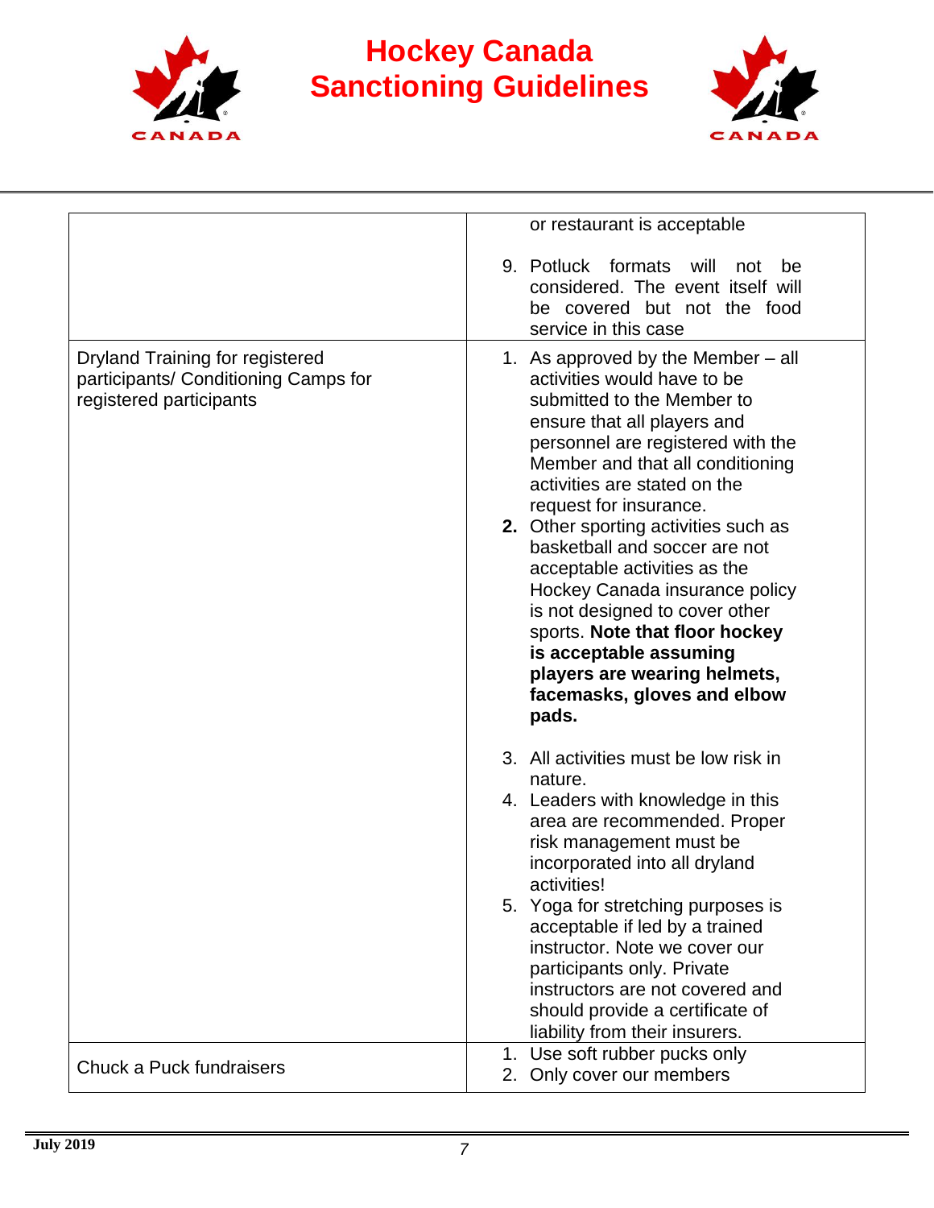| | |
|---|---|
| | or restaurant is acceptable<br><br>9. Potluck formats will not be considered. The event itself will be covered but not the food service in this case |
| Dryland Training for registered participants/ Conditioning Camps for registered participants | 1. As approved by the Member – all activities would have to be submitted to the Member to ensure that all players and personnel are registered with the Member and that all conditioning activities are stated on the request for insurance.<br>**2.** Other sporting activities such as basketball and soccer are not acceptable activities as the Hockey Canada insurance policy is not designed to cover other sports. **Note that floor hockey is acceptable assuming players are wearing helmets, facemasks, gloves and elbow pads.**<br><br>3. All activities must be low risk in nature.<br>4. Leaders with knowledge in this area are recommended. Proper risk management must be incorporated into all dryland activities!<br>5. Yoga for stretching purposes is acceptable if led by a trained instructor. Note we cover our participants only. Private instructors are not covered and should provide a certificate of liability from their insurers. |
| Chuck a Puck fundraisers | 1. Use soft rubber pucks only<br>2. Only cover our members |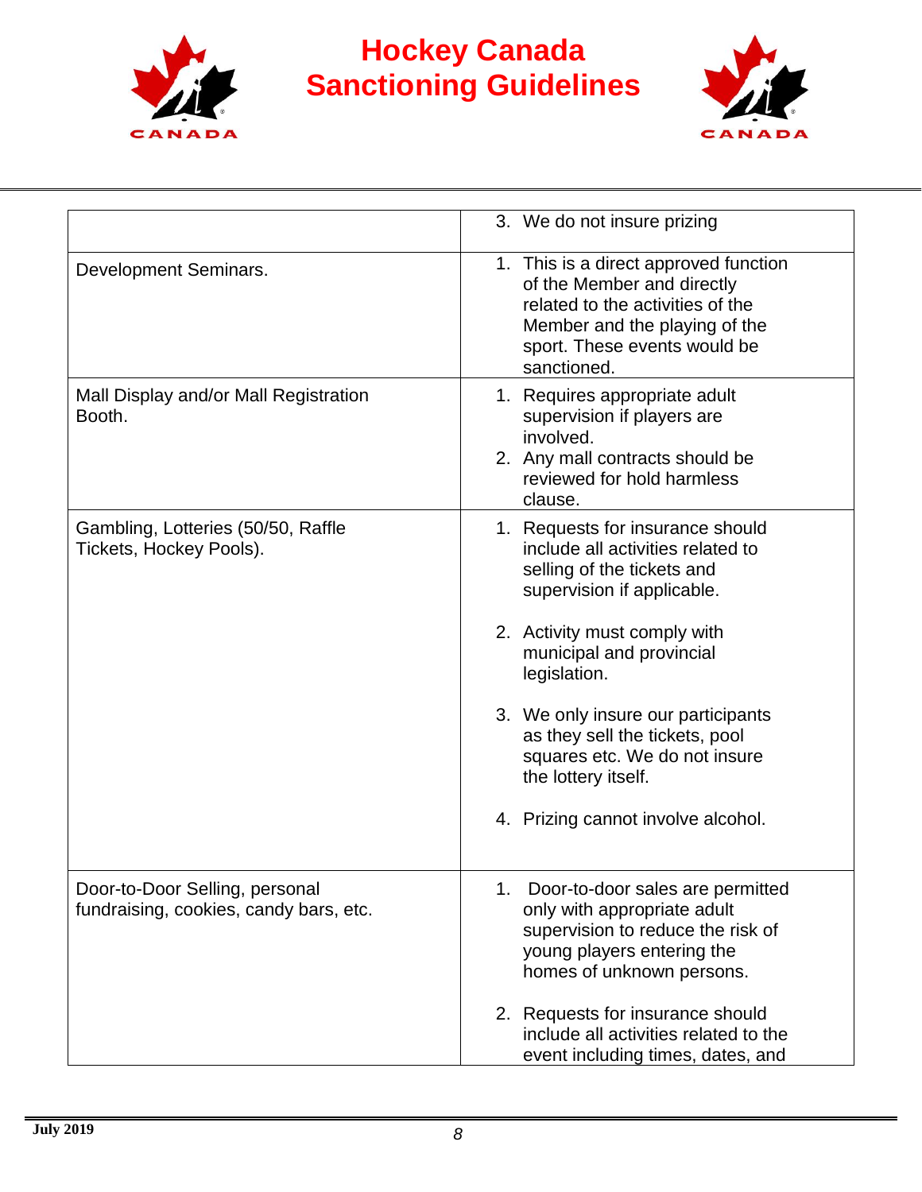| | |
|---|---|
| | 3. We do not insure prizing |
| Development Seminars. | 1. This is a direct approved function of the Member and directly related to the activities of the Member and the playing of the sport. These events would be sanctioned. |
| Mall Display and/or Mall Registration Booth. | 1. Requires appropriate adult supervision if players are involved.<br>2. Any mall contracts should be reviewed for hold harmless clause. |
| Gambling, Lotteries (50/50, Raffle Tickets, Hockey Pools). | 1. Requests for insurance should include all activities related to selling of the tickets and supervision if applicable.<br><br>2. Activity must comply with municipal and provincial legislation.<br><br>3. We only insure our participants as they sell the tickets, pool squares etc. We do not insure the lottery itself.<br><br>4. Prizing cannot involve alcohol. |
| Door-to-Door Selling, personal fundraising, cookies, candy bars, etc. | 1. Door-to-door sales are permitted only with appropriate adult supervision to reduce the risk of young players entering the homes of unknown persons.<br><br>2. Requests for insurance should include all activities related to the event including times, dates, and |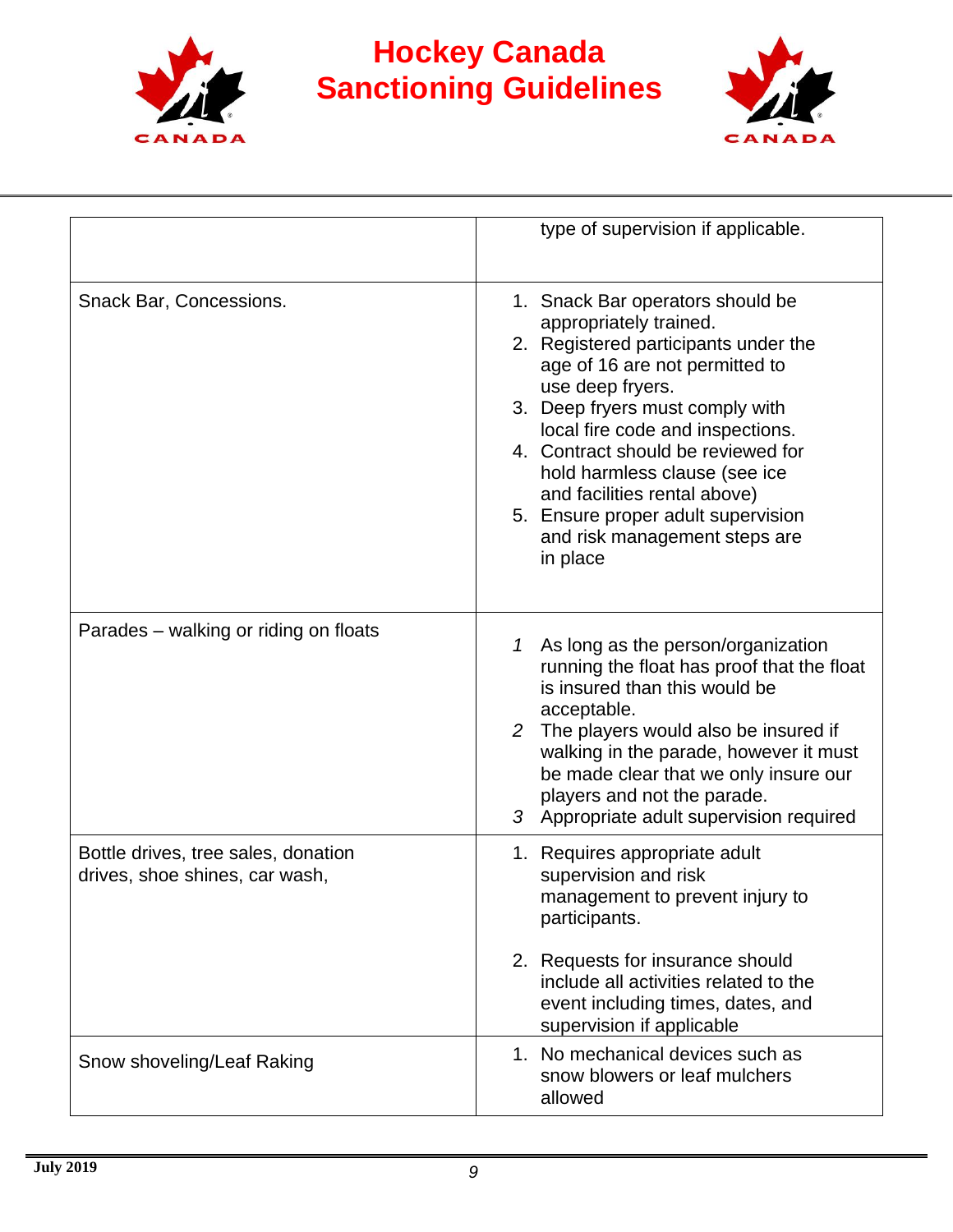|  |  |
|---|---|
|  | type of supervision if applicable. |
| Snack Bar, Concessions. | 1. Snack Bar operators should be appropriately trained.<br>2. Registered participants under the age of 16 are not permitted to use deep fryers.<br>3. Deep fryers must comply with local fire code and inspections.<br>4. Contract should be reviewed for hold harmless clause (see ice and facilities rental above)<br>5. Ensure proper adult supervision and risk management steps are in place |
| Parades – walking or riding on floats | 1 As long as the person/organization running the float has proof that the float is insured than this would be acceptable.<br>2 The players would also be insured if walking in the parade, however it must be made clear that we only insure our players and not the parade.<br>3 Appropriate adult supervision required |
| Bottle drives, tree sales, donation drives, shoe shines, car wash, | 1. Requires appropriate adult supervision and risk management to prevent injury to participants.<br>2. Requests for insurance should include all activities related to the event including times, dates, and supervision if applicable |
| Snow shoveling/Leaf Raking | 1. No mechanical devices such as snow blowers or leaf mulchers allowed |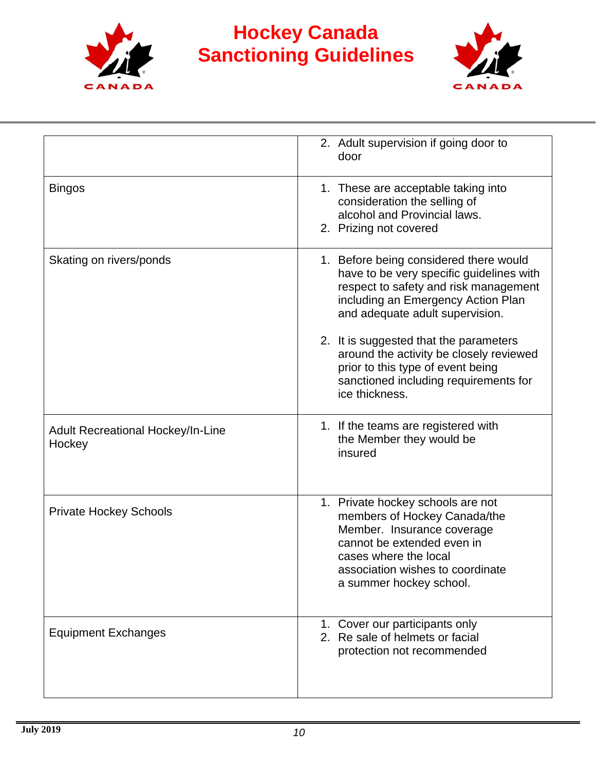|  |  |
|---|---|
|  | 2. Adult supervision if going door to door |
| Bingos | 1. These are acceptable taking into consideration the selling of alcohol and Provincial laws.<br>2. Prizing not covered |
| Skating on rivers/ponds | 1. Before being considered there would have to be very specific guidelines with respect to safety and risk management including an Emergency Action Plan and adequate adult supervision.<br><br>2. It is suggested that the parameters around the activity be closely reviewed prior to this type of event being sanctioned including requirements for ice thickness. |
| Adult Recreational Hockey/In-Line Hockey | 1. If the teams are registered with the Member they would be insured |
| Private Hockey Schools | 1. Private hockey schools are not members of Hockey Canada/the Member. Insurance coverage cannot be extended even in cases where the local association wishes to coordinate a summer hockey school. |
| Equipment Exchanges | 1. Cover our participants only<br>2. Re sale of helmets or facial protection not recommended |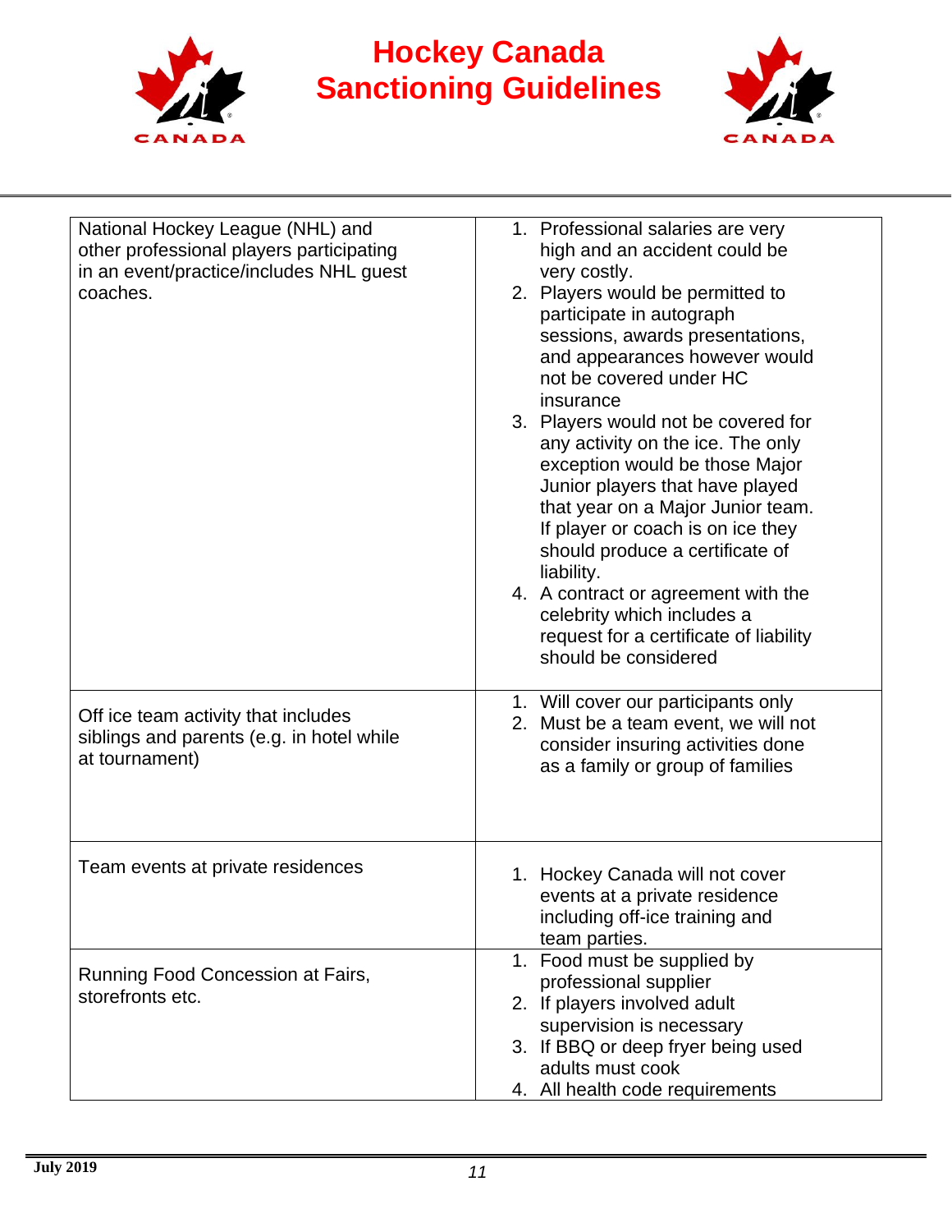| | |
|---|---|
| National Hockey League (NHL) and other professional players participating in an event/practice/includes NHL guest coaches. | 1. Professional salaries are very high and an accident could be very costly.<br>2. Players would be permitted to participate in autograph sessions, awards presentations, and appearances however would not be covered under HC insurance<br>3. Players would not be covered for any activity on the ice. The only exception would be those Major Junior players that have played that year on a Major Junior team. If player or coach is on ice they should produce a certificate of liability.<br>4. A contract or agreement with the celebrity which includes a request for a certificate of liability should be considered |
| Off ice team activity that includes siblings and parents (e.g. in hotel while at tournament) | 1. Will cover our participants only<br>2. Must be a team event, we will not consider insuring activities done as a family or group of families |
| Team events at private residences | 1. Hockey Canada will not cover events at a private residence including off-ice training and team parties. |
| Running Food Concession at Fairs, storefronts etc. | 1. Food must be supplied by professional supplier<br>2. If players involved adult supervision is necessary<br>3. If BBQ or deep fryer being used adults must cook<br>4. All health code requirements |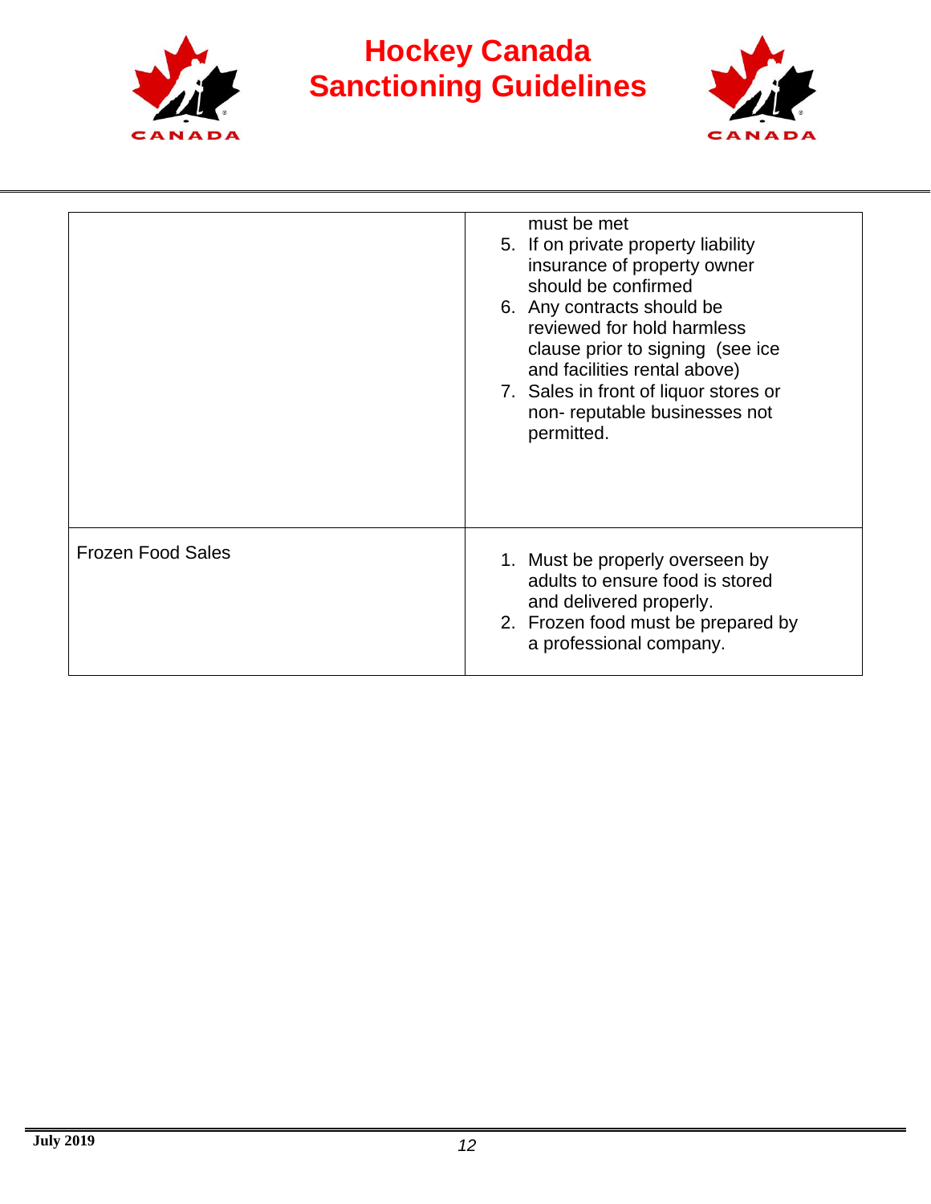|  |  |
|---|---|
|  | must be met<br>5. If on private property liability insurance of property owner should be confirmed<br>6. Any contracts should be reviewed for hold harmless clause prior to signing (see ice and facilities rental above)<br>7. Sales in front of liquor stores or non- reputable businesses not permitted. |
| Frozen Food Sales | 1. Must be properly overseen by adults to ensure food is stored and delivered properly.<br>2. Frozen food must be prepared by a professional company. |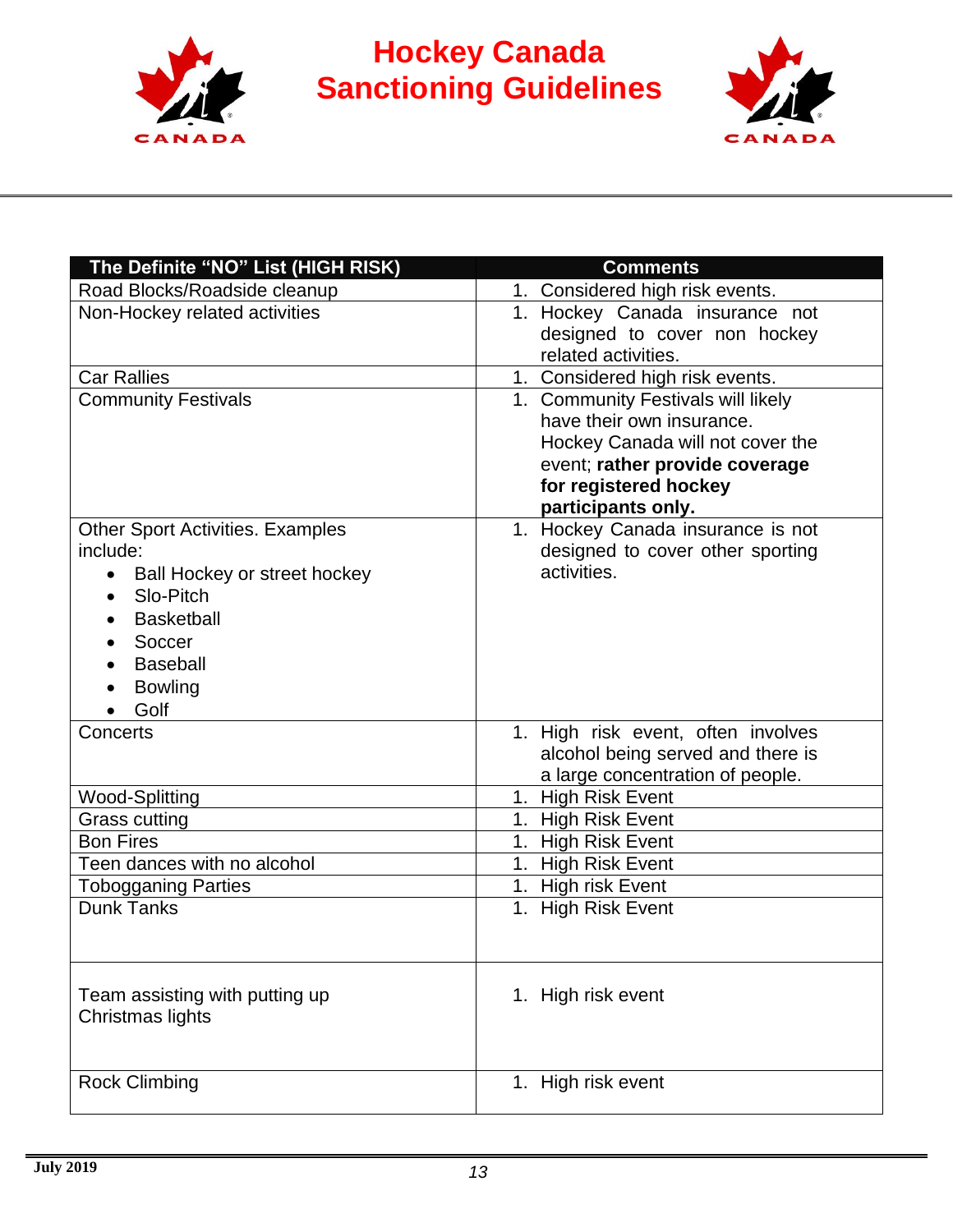| The Definite "NO" List (HIGH RISK) | Comments |
|---|---|
| Road Blocks/Roadside cleanup | 1. Considered high risk events. |
| Non-Hockey related activities | 1. Hockey Canada insurance not designed to cover non hockey related activities. |
| Car Rallies | 1. Considered high risk events. |
| Community Festivals | 1. Community Festivals will likely have their own insurance. Hockey Canada will not cover the event; **rather provide coverage for registered hockey participants only.** |
| Other Sport Activities. Examples include:<br>• Ball Hockey or street hockey<br>• Slo-Pitch<br>• Basketball<br>• Soccer<br>• Baseball<br>• Bowling<br>• Golf | 1. Hockey Canada insurance is not designed to cover other sporting activities. |
| Concerts | 1. High risk event, often involves alcohol being served and there is a large concentration of people. |
| Wood-Splitting | 1. High Risk Event |
| Grass cutting | 1. High Risk Event |
| Bon Fires | 1. High Risk Event |
| Teen dances with no alcohol | 1. High Risk Event |
| Tobogganing Parties | 1. High risk Event |
| Dunk Tanks | 1. High Risk Event |
| Team assisting with putting up Christmas lights | 1. High risk event |
| Rock Climbing | 1. High risk event |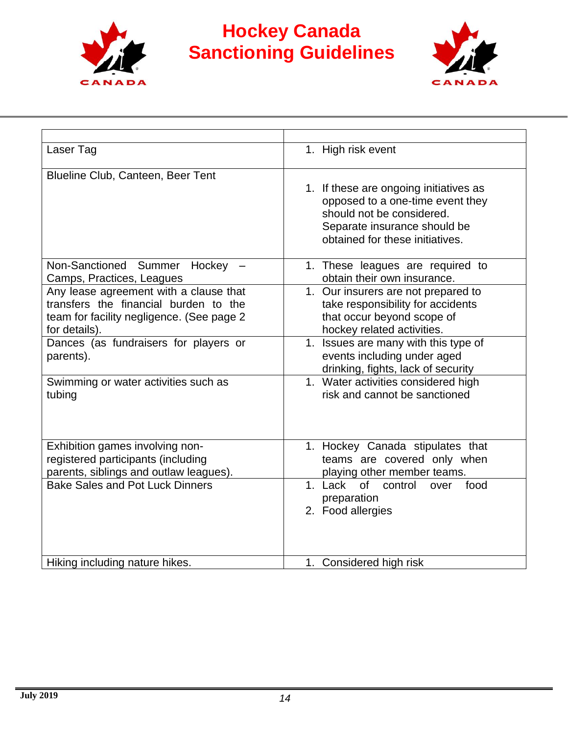| | |
|---|---|
| Laser Tag | 1. High risk event |
| Blueline Club, Canteen, Beer Tent | 1. If these are ongoing initiatives as opposed to a one-time event they should not be considered. Separate insurance should be obtained for these initiatives. |
| Non-Sanctioned Summer Hockey – Camps, Practices, Leagues | 1. These leagues are required to obtain their own insurance. |
| Any lease agreement with a clause that transfers the financial burden to the team for facility negligence. (See page 2 for details). | 1. Our insurers are not prepared to take responsibility for accidents that occur beyond scope of hockey related activities. |
| Dances (as fundraisers for players or parents). | 1. Issues are many with this type of events including under aged drinking, fights, lack of security |
| Swimming or water activities such as tubing | 1. Water activities considered high risk and cannot be sanctioned |
| Exhibition games involving non-registered participants (including parents, siblings and outlaw leagues). | 1. Hockey Canada stipulates that teams are covered only when playing other member teams. |
| Bake Sales and Pot Luck Dinners | 1. Lack of control over food preparation<br>2. Food allergies |
| Hiking including nature hikes. | 1. Considered high risk |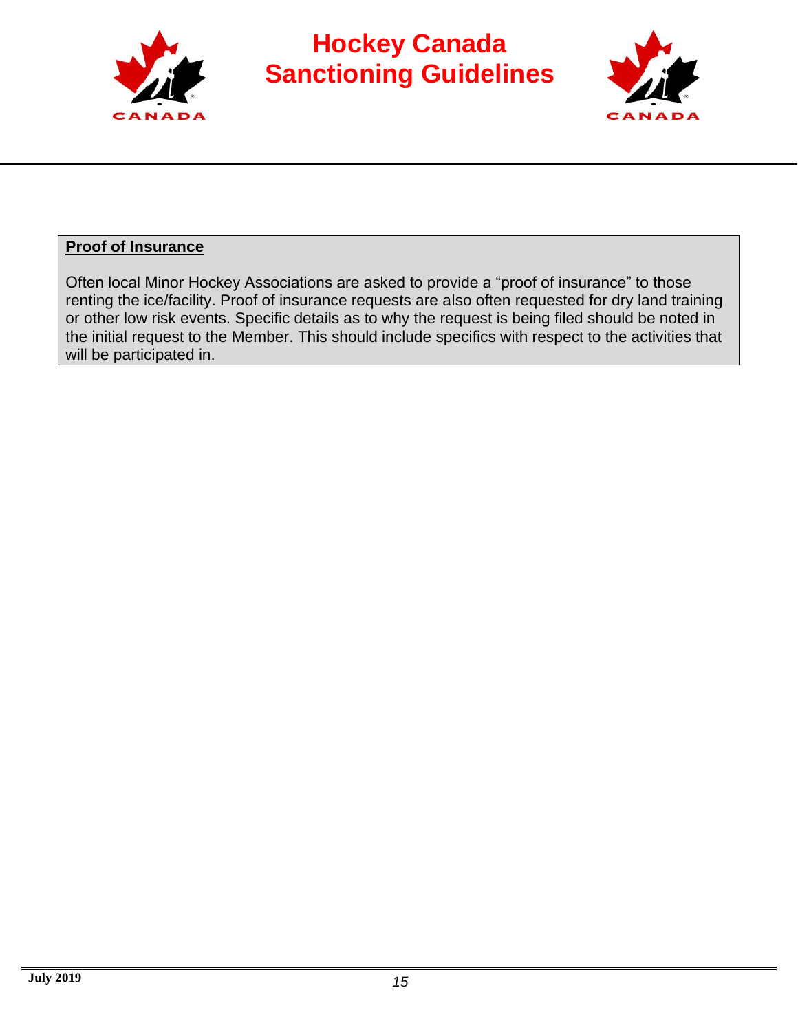**Proof of Insurance**

Often local Minor Hockey Associations are asked to provide a "proof of insurance" to those renting the ice/facility. Proof of insurance requests are also often requested for dry land training or other low risk events. Specific details as to why the request is being filed should be noted in the initial request to the Member. This should include specifics with respect to the activities that will be participated in.